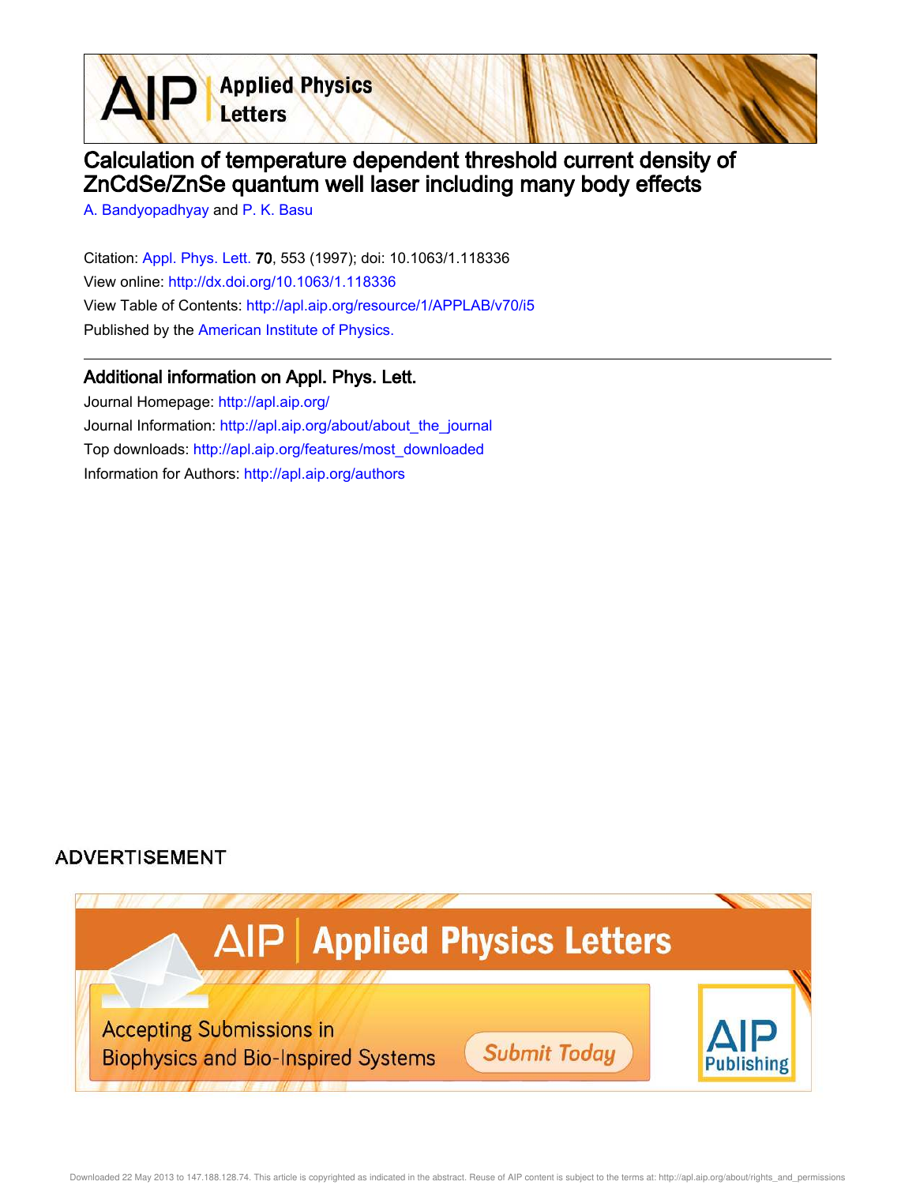# Calculation of temperature dependent threshold current density of ZnCdSe/ZnSe quantum well laser including many body effects

A. Bandyopadhyay and P. K. Basu

Citation: Appl. Phys. Lett. **70**, 553 (1997); doi: 10.1063/1.118336

View online: http://dx.doi.org/10.1063/1.118336

View Table of Contents: http://apl.aip.org/resource/1/APPLAB/v70/i5

Published by the American Institute of Physics.

## Additional information on Appl. Phys. Lett.

Journal Homepage: http://apl.aip.org/

Journal Information: http://apl.aip.org/about/about_the_journal

Top downloads: http://apl.aip.org/features/most_downloaded

Information for Authors: http://apl.aip.org/authors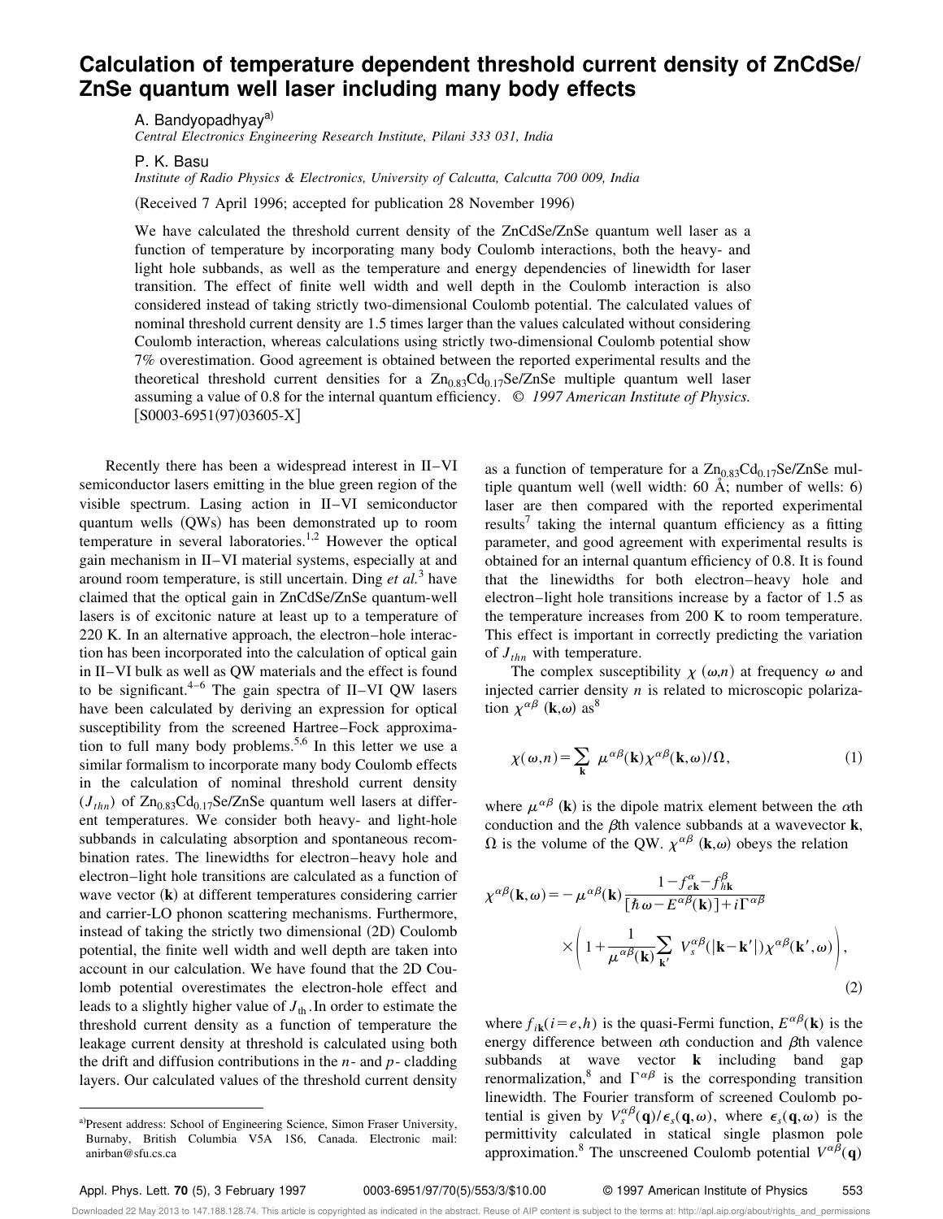# Calculation of temperature dependent threshold current density of ZnCdSe/ZnSe quantum well laser including many body effects

A. Bandyopadhyay[a]

*Central Electronics Engineering Research Institute, Pilani 333 031, India*

P. K. Basu

*Institute of Radio Physics & Electronics, University of Calcutta, Calcutta 700 009, India*

(Received 7 April 1996; accepted for publication 28 November 1996)

We have calculated the threshold current density of the ZnCdSe/ZnSe quantum well laser as a function of temperature by incorporating many body Coulomb interactions, both the heavy- and light hole subbands, as well as the temperature and energy dependencies of linewidth for laser transition. The effect of finite well width and well depth in the Coulomb interaction is also considered instead of taking strictly two-dimensional Coulomb potential. The calculated values of nominal threshold current density are 1.5 times larger than the values calculated without considering Coulomb interaction, whereas calculations using strictly two-dimensional Coulomb potential show 7% overestimation. Good agreement is obtained between the reported experimental results and the theoretical threshold current densities for a $Zn_{0.83}Cd_{0.17}Se$/ZnSe multiple quantum well laser assuming a value of 0.8 for the internal quantum efficiency. © *1997 American Institute of Physics.* [S0003-6951(97)03605-X]

Recently there has been a widespread interest in II–VI semiconductor lasers emitting in the blue green region of the visible spectrum. Lasing action in II–VI semiconductor quantum wells (QWs) has been demonstrated up to room temperature in several laboratories.[1,2] However the optical gain mechanism in II–VI material systems, especially at and around room temperature, is still uncertain. Ding *et al.*[3] have claimed that the optical gain in ZnCdSe/ZnSe quantum-well lasers is of excitonic nature at least up to a temperature of 220 K. In an alternative approach, the electron–hole interaction has been incorporated into the calculation of optical gain in II–VI bulk as well as QW materials and the effect is found to be significant.[4–6] The gain spectra of II–VI QW lasers have been calculated by deriving an expression for optical susceptibility from the screened Hartree–Fock approximation to full many body problems.[5,6] In this letter we use a similar formalism to incorporate many body Coulomb effects in the calculation of nominal threshold current density ($J_{thn}$) of $Zn_{0.83}Cd_{0.17}Se$/ZnSe quantum well lasers at different temperatures. We consider both heavy- and light-hole subbands in calculating absorption and spontaneous recombination rates. The linewidths for electron–heavy hole and electron–light hole transitions are calculated as a function of wave vector (**k**) at different temperatures considering carrier and carrier-LO phonon scattering mechanisms. Furthermore, instead of taking the strictly two dimensional (2D) Coulomb potential, the finite well width and well depth are taken into account in our calculation. We have found that the 2D Coulomb potential overestimates the electron-hole effect and leads to a slightly higher value of $J_{th}$. In order to estimate the threshold current density as a function of temperature the leakage current density at threshold is calculated using both the drift and diffusion contributions in the *n*- and *p*- cladding layers. Our calculated values of the threshold current density as a function of temperature for a $Zn_{0.83}Cd_{0.17}Se$/ZnSe multiple quantum well (well width: 60 Å; number of wells: 6) laser are then compared with the reported experimental results[7] taking the internal quantum efficiency as a fitting parameter, and good agreement with experimental results is obtained for an internal quantum efficiency of 0.8. It is found that the linewidths for both electron–heavy hole and electron–light hole transitions increase by a factor of 1.5 as the temperature increases from 200 K to room temperature. This effect is important in correctly predicting the variation of $J_{thn}$ with temperature.

The complex susceptibility $\chi(\omega,n)$ at frequency $\omega$ and injected carrier density $n$ is related to microscopic polarization $\chi^{\alpha\beta}(\mathbf{k},\omega)$ as[8]

$$\chi(\omega,n)=\sum_{\mathbf{k}}\mu^{\alpha\beta}(\mathbf{k})\chi^{\alpha\beta}(\mathbf{k},\omega)/\Omega, \tag{1}$$

where $\mu^{\alpha\beta}(\mathbf{k})$ is the dipole matrix element between the $\alpha$th conduction and the $\beta$th valence subbands at a wavevector **k**, $\Omega$ is the volume of the QW. $\chi^{\alpha\beta}(\mathbf{k},\omega)$ obeys the relation

$$\chi^{\alpha\beta}(\mathbf{k},\omega)=-\mu^{\alpha\beta}(\mathbf{k})\frac{1-f^{\alpha}_{e\mathbf{k}}-f^{\beta}_{h\mathbf{k}}}{[\hbar\omega-E^{\alpha\beta}(\mathbf{k})]+i\Gamma^{\alpha\beta}}\times\left(1+\frac{1}{\mu^{\alpha\beta}(\mathbf{k})}\sum_{\mathbf{k}'}V^{\alpha\beta}_{s}(|\mathbf{k}-\mathbf{k}'|)\chi^{\alpha\beta}(\mathbf{k}',\omega)\right), \tag{2}$$

where $f_{i\mathbf{k}}(i=e,h)$ is the quasi-Fermi function, $E^{\alpha\beta}(\mathbf{k})$ is the energy difference between $\alpha$th conduction and $\beta$th valence subbands at wave vector **k** including band gap renormalization,[8] and $\Gamma^{\alpha\beta}$ is the corresponding transition linewidth. The Fourier transform of screened Coulomb potential is given by $V^{\alpha\beta}_{s}(\mathbf{q})/\epsilon_s(\mathbf{q},\omega)$, where $\epsilon_s(\mathbf{q},\omega)$ is the permittivity calculated in statical single plasmon pole approximation.[8] The unscreened Coulomb potential $V^{\alpha\beta}(\mathbf{q})$

[a]Present address: School of Engineering Science, Simon Fraser University, Burnaby, British Columbia V5A 1S6, Canada. Electronic mail: anirban@sfu.cs.ca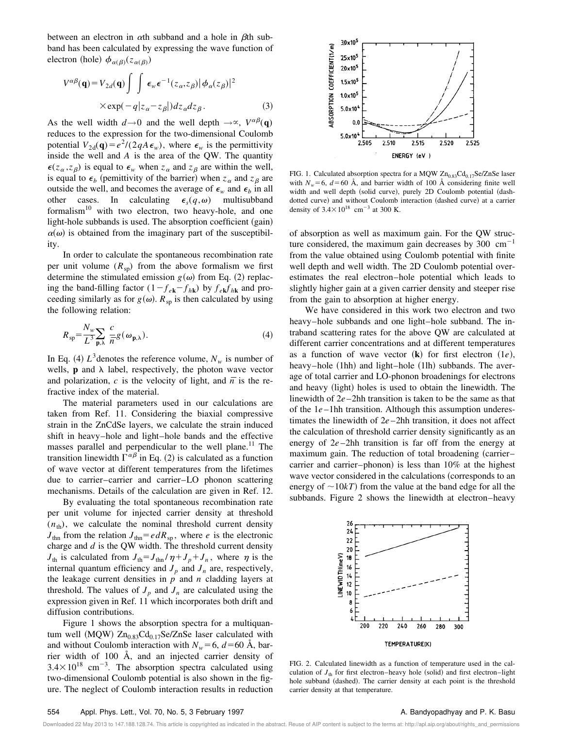between an electron in $\alpha$th subband and a hole in $\beta$th subband has been calculated by expressing the wave function of electron (hole) $\phi_{\alpha(\beta)}(z_{\alpha(\beta)})$

$$V^{\alpha\beta}(\mathbf{q}) = V_{2d}(\mathbf{q}) \int\int \epsilon_w \epsilon^{-1}(z_\alpha, z_\beta) |\phi_\alpha(z_\beta)|^2 \times \exp(-q|z_\alpha - z_\beta|) dz_\alpha dz_\beta. \quad (3)$$

As the well width $d \to 0$ and the well depth $\to \infty$, $V^{\alpha\beta}(\mathbf{q})$ reduces to the expression for the two-dimensional Coulomb potential $V_{2d}(\mathbf{q}) = e^2/(2qA\epsilon_w)$, where $\epsilon_w$ is the permittivity inside the well and $A$ is the area of the QW. The quantity $\epsilon(z_\alpha, z_\beta)$ is equal to $\epsilon_w$ when $z_\alpha$ and $z_\beta$ are within the well, is equal to $\epsilon_b$ (pemittivity of the barrier) when $z_\alpha$ and $z_\beta$ are outside the well, and becomes the average of $\epsilon_w$ and $\epsilon_b$ in all other cases. In calculating $\epsilon_s(q,\omega)$ multisubband formalism[10] with two electron, two heavy-hole, and one light-hole subbands is used. The absorption coefficient (gain) $\alpha(\omega)$ is obtained from the imaginary part of the susceptibility.

In order to calculate the spontaneous recombination rate per unit volume ($R_{sp}$) from the above formalism we first determine the stimulated emission $g(\omega)$ from Eq. (2) replacing the band-filling factor $(1 - f_{e\mathbf{k}} - f_{h\mathbf{k}})$ by $f_{e\mathbf{k}} f_{h\mathbf{k}}$ and proceeding similarly as for $g(\omega)$. $R_{sp}$ is then calculated by using the following relation:

$$R_{sp} = \frac{N_w}{L^3} \sum_{\mathbf{p},\lambda} \frac{c}{\bar{n}} g(\omega_{\mathbf{p},\lambda}). \quad (4)$$

In Eq. (4) $L^3$ denotes the reference volume, $N_w$ is number of wells, $\mathbf{p}$ and $\lambda$ label, respectively, the photon wave vector and polarization, $c$ is the velocity of light, and $\bar{n}$ is the refractive index of the material.

The material parameters used in our calculations are taken from Ref. 11. Considering the biaxial compressive strain in the ZnCdSe layers, we calculate the strain induced shift in heavy–hole and light–hole bands and the effective masses parallel and perpendicular to the well plane.[11] The transition linewidth $\Gamma^{\alpha\beta}$ in Eq. (2) is calculated as a function of wave vector at different temperatures from the lifetimes due to carrier–carrier and carrier–LO phonon scattering mechanisms. Details of the calculation are given in Ref. 12.

By evaluating the total spontaneous recombination rate per unit volume for injected carrier density at threshold ($n_{th}$), we calculate the nominal threshold current density $J_{thn}$ from the relation $J_{thn} = edR_{sp}$, where $e$ is the electronic charge and $d$ is the QW width. The threshold current density $J_{th}$ is calculated from $J_{th} = J_{thn}/\eta + J_p + J_n$, where $\eta$ is the internal quantum efficiency and $J_p$ and $J_n$ are, respectively, the leakage current densities in $p$ and $n$ cladding layers at threshold. The values of $J_p$ and $J_n$ are calculated using the expression given in Ref. 11 which incorporates both drift and diffusion contributions.

Figure 1 shows the absorption spectra for a multiquantum well (MQW) $Zn_{0.83}Cd_{0.17}Se$/ZnSe laser calculated with and without Coulomb interaction with $N_w = 6$, $d = 60$ Å, barrier width of 100 Å, and an injected carrier density of $3.4 \times 10^{18}$ cm$^{-3}$. The absorption spectra calculated using two-dimensional Coulomb potential is also shown in the figure. The neglect of Coulomb interaction results in reduction of absorption as well as maximum gain. For the QW structure considered, the maximum gain decreases by 300 cm$^{-1}$ from the value obtained using Coulomb potential with finite well depth and well width. The 2D Coulomb potential overestimates the real electron–hole potential which leads to slightly higher gain at a given carrier density and steeper rise from the gain to absorption at higher energy.

FIG. 1. Calculated absorption spectra for a MQW $Zn_{0.83}Cd_{0.17}Se$/ZnSe laser with $N_w = 6$, $d = 60$ Å, and barrier width of 100 Å considering finite well width and well depth (solid curve), purely 2D Coulomb potential (dash-dotted curve) and without Coulomb interaction (dashed curve) at a carrier density of $3.4 \times 10^{18}$ cm$^{-3}$ at 300 K.

We have considered in this work two electron and two heavy–hole subbands and one light–hole subband. The intraband scattering rates for the above QW are calculated at different carrier concentrations and at different temperatures as a function of wave vector ($\mathbf{k}$) for first electron ($1e$), heavy–hole (1hh) and light–hole (1lh) subbands. The average of total carrier and LO-phonon broadenings for electrons and heavy (light) holes is used to obtain the linewidth. The linewidth of $2e$–2hh transition is taken to be the same as that of the $1e$–1hh transition. Although this assumption underestimates the linewidth of $2e$–2hh transition, it does not affect the calculation of threshold carrier density significantly as an energy of $2e$–2hh transition is far off from the energy at maximum gain. The reduction of total broadening (carrier–carrier and carrier–phonon) is less than 10% at the highest wave vector considered in the calculations (corresponds to an energy of $\sim 10kT$) from the value at the band edge for all the subbands. Figure 2 shows the linewidth at electron–heavy

FIG. 2. Calculated linewidth as a function of temperature used in the calculation of $J_{th}$ for first electron–heavy hole (solid) and first electron–light hole subband (dashed). The carrier density at each point is the threshold carrier density at that temperature.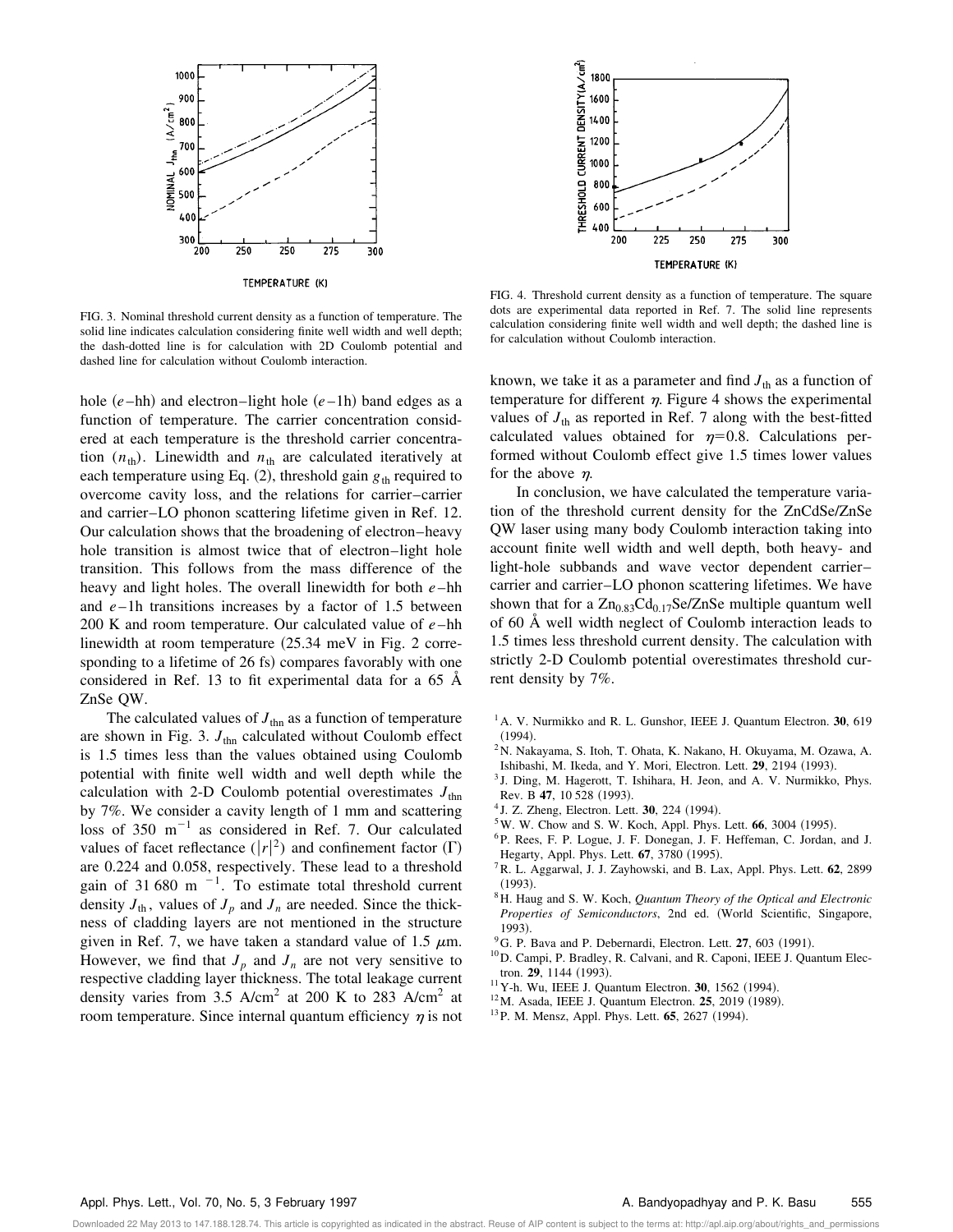1000
900
800
700
600
500
400
300
200 250 250 275 300
NOMINAL $J_{thn}$ (A/cm$^2$)
TEMPERATURE (K)

FIG. 3. Nominal threshold current density as a function of temperature. The solid line indicates calculation considering finite well width and well depth; the dash-dotted line is for calculation with 2D Coulomb potential and dashed line for calculation without Coulomb interaction.

1800
1600
1400
1200
1000
800
600
400
200 225 250 275 300
THRESHOLD CURRENT DENSITY (A/cm$^2$)
TEMPERATURE (K)

FIG. 4. Threshold current density as a function of temperature. The square dots are experimental data reported in Ref. 7. The solid line represents calculation considering finite well width and well depth; the dashed line is for calculation without Coulomb interaction.

hole ($e$–hh) and electron–light hole ($e$–1h) band edges as a function of temperature. The carrier concentration considered at each temperature is the threshold carrier concentration ($n_{th}$). Linewidth and $n_{th}$ are calculated iteratively at each temperature using Eq. (2), threshold gain $g_{th}$ required to overcome cavity loss, and the relations for carrier–carrier and carrier–LO phonon scattering lifetime given in Ref. 12. Our calculation shows that the broadening of electron–heavy hole transition is almost twice that of electron–light hole transition. This follows from the mass difference of the heavy and light holes. The overall linewidth for both $e$–hh and $e$–1h transitions increases by a factor of 1.5 between 200 K and room temperature. Our calculated value of $e$–hh linewidth at room temperature (25.34 meV in Fig. 2 corresponding to a lifetime of 26 fs) compares favorably with one considered in Ref. 13 to fit experimental data for a 65 Å ZnSe QW.

The calculated values of $J_{thn}$ as a function of temperature are shown in Fig. 3. $J_{thn}$ calculated without Coulomb effect is 1.5 times less than the values obtained using Coulomb potential with finite well width and well depth while the calculation with 2-D Coulomb potential overestimates $J_{thn}$ by 7%. We consider a cavity length of 1 mm and scattering loss of 350 m$^{-1}$ as considered in Ref. 7. Our calculated values of facet reflectance ($|r|^2$) and confinement factor ($\Gamma$) are 0.224 and 0.058, respectively. These lead to a threshold gain of 31 680 m$^{-1}$. To estimate total threshold current density $J_{th}$, values of $J_p$ and $J_n$ are needed. Since the thickness of cladding layers are not mentioned in the structure given in Ref. 7, we have taken a standard value of 1.5 $\mu$m. However, we find that $J_p$ and $J_n$ are not very sensitive to respective cladding layer thickness. The total leakage current density varies from 3.5 A/cm$^2$ at 200 K to 283 A/cm$^2$ at room temperature. Since internal quantum efficiency $\eta$ is not known, we take it as a parameter and find $J_{th}$ as a function of temperature for different $\eta$. Figure 4 shows the experimental values of $J_{th}$ as reported in Ref. 7 along with the best-fitted calculated values obtained for $\eta$=0.8. Calculations performed without Coulomb effect give 1.5 times lower values for the above $\eta$.

In conclusion, we have calculated the temperature variation of the threshold current density for the ZnCdSe/ZnSe QW laser using many body Coulomb interaction taking into account finite well width and well depth, both heavy- and light-hole subbands and wave vector dependent carrier–carrier and carrier–LO phonon scattering lifetimes. We have shown that for a $Zn_{0.83}Cd_{0.17}Se$/ZnSe multiple quantum well of 60 Å well width neglect of Coulomb interaction leads to 1.5 times less threshold current density. The calculation with strictly 2-D Coulomb potential overestimates threshold current density by 7%.

[1] A. V. Nurmikko and R. L. Gunshor, IEEE J. Quantum Electron. **30**, 619 (1994).
[2] N. Nakayama, S. Itoh, T. Ohata, K. Nakano, H. Okuyama, M. Ozawa, A. Ishibashi, M. Ikeda, and Y. Mori, Electron. Lett. **29**, 2194 (1993).
[3] J. Ding, M. Hagerott, T. Ishihara, H. Jeon, and A. V. Nurmikko, Phys. Rev. B **47**, 10 528 (1993).
[4] J. Z. Zheng, Electron. Lett. **30**, 224 (1994).
[5] W. W. Chow and S. W. Koch, Appl. Phys. Lett. **66**, 3004 (1995).
[6] P. Rees, F. P. Logue, J. F. Donegan, J. F. Heffeman, C. Jordan, and J. Hegarty, Appl. Phys. Lett. **67**, 3780 (1995).
[7] R. L. Aggarwal, J. J. Zayhowski, and B. Lax, Appl. Phys. Lett. **62**, 2899 (1993).
[8] H. Haug and S. W. Koch, *Quantum Theory of the Optical and Electronic Properties of Semiconductors*, 2nd ed. (World Scientific, Singapore, 1993).
[9] G. P. Bava and P. Debernardi, Electron. Lett. **27**, 603 (1991).
[10] D. Campi, P. Bradley, R. Calvani, and R. Caponi, IEEE J. Quantum Electron. **29**, 1144 (1993).
[11] Y-h. Wu, IEEE J. Quantum Electron. **30**, 1562 (1994).
[12] M. Asada, IEEE J. Quantum Electron. **25**, 2019 (1989).
[13] P. M. Mensz, Appl. Phys. Lett. **65**, 2627 (1994).